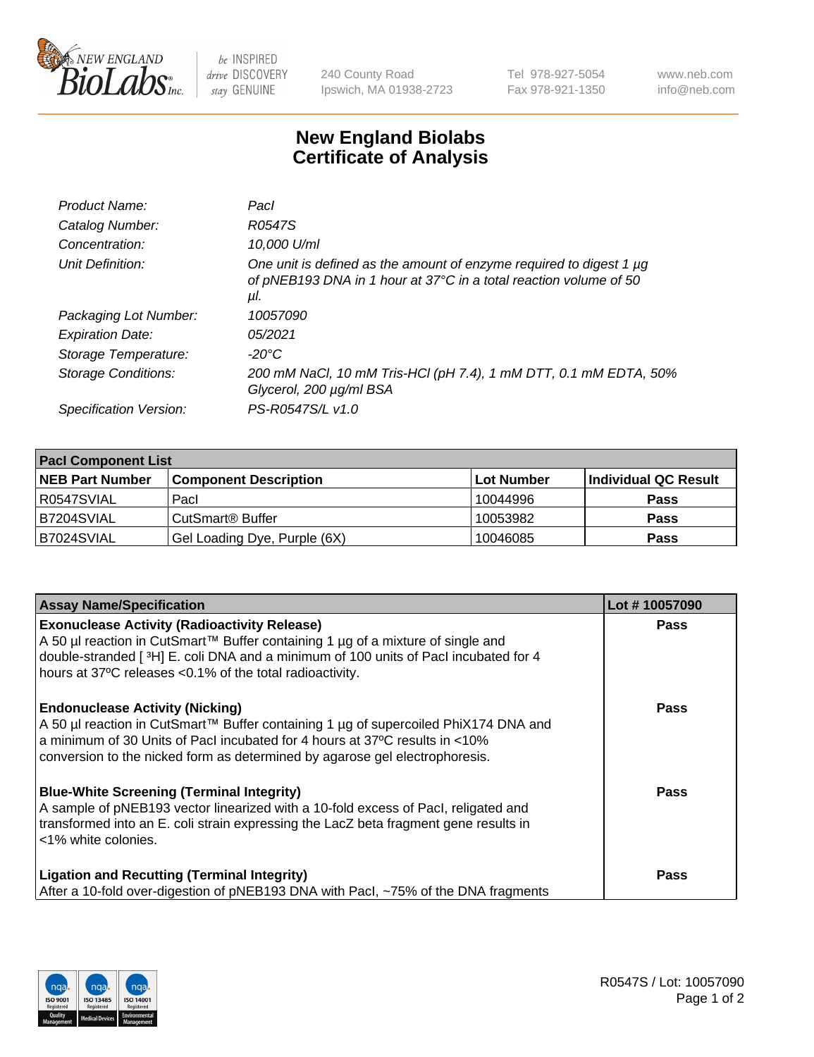# New England Biolabs Certificate of Analysis

| | |
|---|---|
| *Product Name:* | *PacI* |
| *Catalog Number:* | *R0547S* |
| *Concentration:* | *10,000 U/ml* |
| *Unit Definition:* | *One unit is defined as the amount of enzyme required to digest 1 µg of pNEB193 DNA in 1 hour at 37°C in a total reaction volume of 50 µl.* |
| *Packaging Lot Number:* | *10057090* |
| *Expiration Date:* | *05/2021* |
| *Storage Temperature:* | *-20°C* |
| *Storage Conditions:* | *200 mM NaCl, 10 mM Tris-HCl (pH 7.4), 1 mM DTT, 0.1 mM EDTA, 50% Glycerol, 200 µg/ml BSA* |
| *Specification Version:* | *PS-R0547S/L v1.0* |

| PacI Component List | | | |
|---|---|---|---|
| **NEB Part Number** | **Component Description** | **Lot Number** | **Individual QC Result** |
| R0547SVIAL | PacI | 10044996 | **Pass** |
| B7204SVIAL | CutSmart® Buffer | 10053982 | **Pass** |
| B7024SVIAL | Gel Loading Dye, Purple (6X) | 10046085 | **Pass** |

| Assay Name/Specification | Lot # 10057090 |
|---|---|
| **Exonuclease Activity (Radioactivity Release)**<br>A 50 µl reaction in CutSmart™ Buffer containing 1 µg of a mixture of single and double-stranded [ $^3$H] E. coli DNA and a minimum of 100 units of PacI incubated for 4 hours at 37ºC releases <0.1% of the total radioactivity. | **Pass** |
| **Endonuclease Activity (Nicking)**<br>A 50 µl reaction in CutSmart™ Buffer containing 1 µg of supercoiled PhiX174 DNA and a minimum of 30 Units of PacI incubated for 4 hours at 37ºC results in <10% conversion to the nicked form as determined by agarose gel electrophoresis. | **Pass** |
| **Blue-White Screening (Terminal Integrity)**<br>A sample of pNEB193 vector linearized with a 10-fold excess of PacI, religated and transformed into an E. coli strain expressing the LacZ beta fragment gene results in <1% white colonies. | **Pass** |
| **Ligation and Recutting (Terminal Integrity)**<br>After a 10-fold over-digestion of pNEB193 DNA with PacI, ~75% of the DNA fragments | **Pass** |

R0547S / Lot: 10057090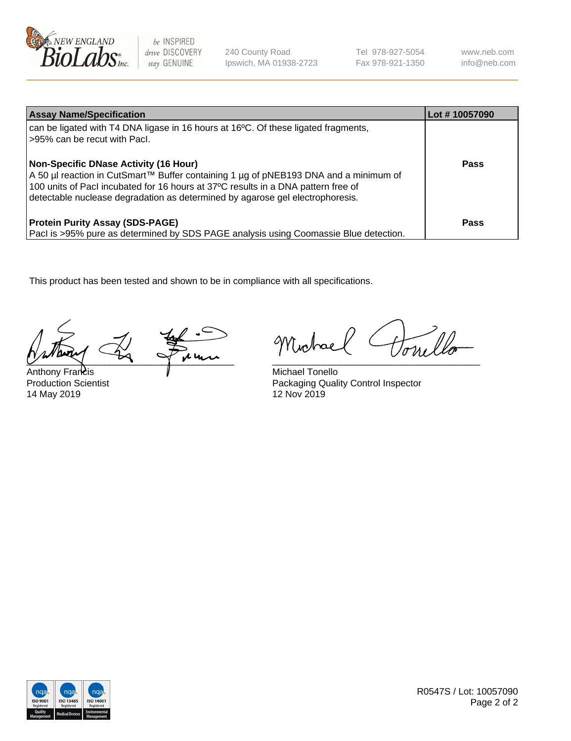240 County Road
Ipswich, MA 01938-2723

Tel 978-927-5054
Fax 978-921-1350

www.neb.com
info@neb.com

| Assay Name/Specification | Lot # 10057090 |
|---|---|
| can be ligated with T4 DNA ligase in 16 hours at 16ºC. Of these ligated fragments, >95% can be recut with PacI. | |
| **Non-Specific DNase Activity (16 Hour)**<br>A 50 µl reaction in CutSmart™ Buffer containing 1 µg of pNEB193 DNA and a minimum of 100 units of PacI incubated for 16 hours at 37ºC results in a DNA pattern free of detectable nuclease degradation as determined by agarose gel electrophoresis. | **Pass** |
| **Protein Purity Assay (SDS-PAGE)**<br>PacI is >95% pure as determined by SDS PAGE analysis using Coomassie Blue detection. | **Pass** |

This product has been tested and shown to be in compliance with all specifications.

Anthony Francis
Production Scientist
14 May 2019

Michael Tonello
Packaging Quality Control Inspector
12 Nov 2019

R0547S / Lot: 10057090